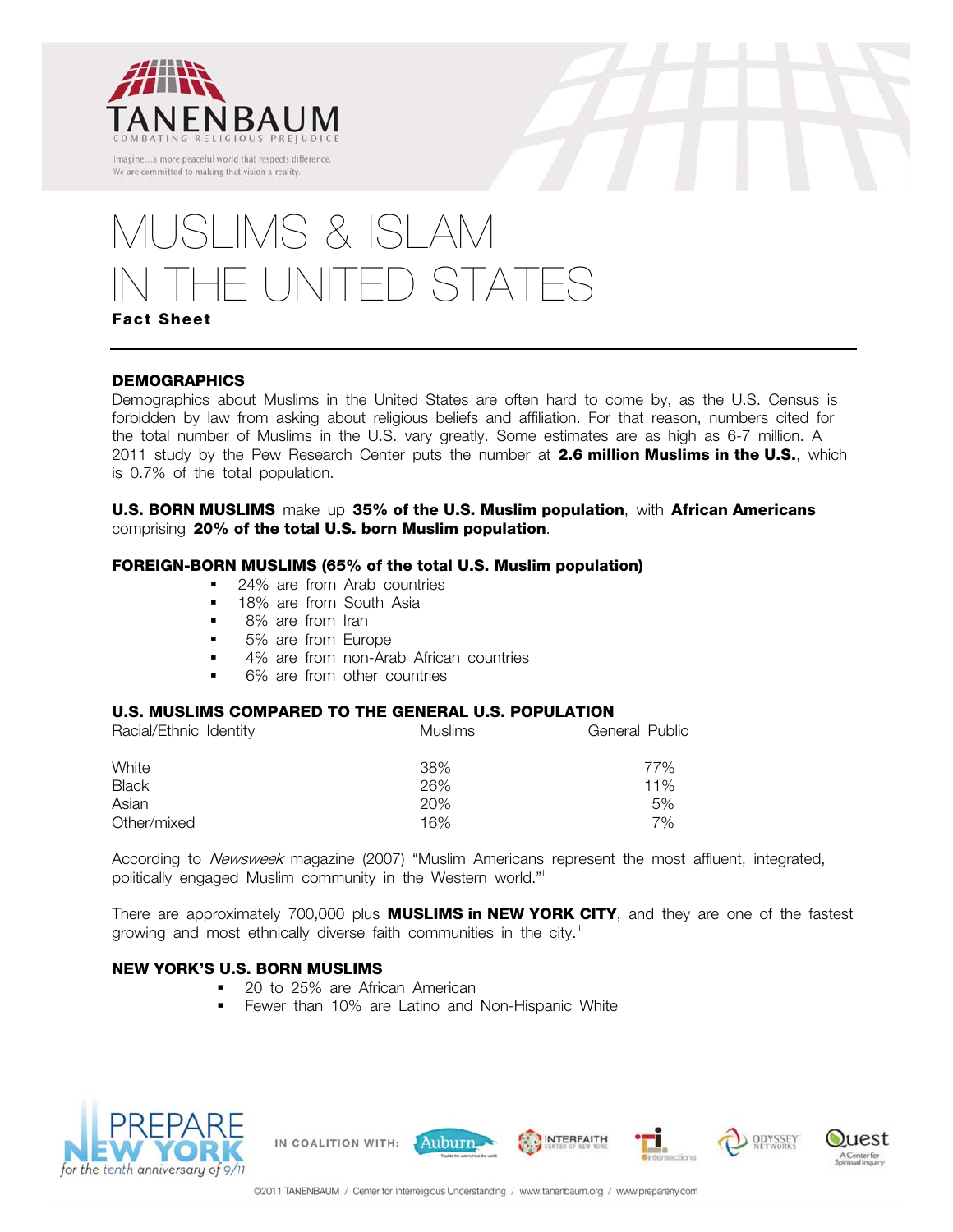TANENBAUM

COMBATING RELIGIOUS PREJUDICE

Imagine...a more peaceful world that respects difference.
We are committed to making that vision a reality.

# MUSLIMS & ISLAM IN THE UNITED STATES

**Fact Sheet**

## DEMOGRAPHICS

Demographics about Muslims in the United States are often hard to come by, as the U.S. Census is forbidden by law from asking about religious beliefs and affiliation. For that reason, numbers cited for the total number of Muslims in the U.S. vary greatly. Some estimates are as high as 6-7 million. A 2011 study by the Pew Research Center puts the number at **2.6 million Muslims in the U.S.**, which is 0.7% of the total population.

**U.S. BORN MUSLIMS** make up **35% of the U.S. Muslim population**, with **African Americans** comprising **20% of the total U.S. born Muslim population**.

**FOREIGN-BORN MUSLIMS (65% of the total U.S. Muslim population)**

- 24% are from Arab countries
- 18% are from South Asia
- 8% are from Iran
- 5% are from Europe
- 4% are from non-Arab African countries
- 6% are from other countries

**U.S. MUSLIMS COMPARED TO THE GENERAL U.S. POPULATION**

| Racial/Ethnic Identity | Muslims | General Public |
|---|---|---|
| White | 38% | 77% |
| Black | 26% | 11% |
| Asian | 20% | 5% |
| Other/mixed | 16% | 7% |

According to *Newsweek* magazine (2007) "Muslim Americans represent the most affluent, integrated, politically engaged Muslim community in the Western world."[i]

There are approximately 700,000 plus **MUSLIMS in NEW YORK CITY**, and they are one of the fastest growing and most ethnically diverse faith communities in the city.[ii]

**NEW YORK'S U.S. BORN MUSLIMS**

- 20 to 25% are African American
- Fewer than 10% are Latino and Non-Hispanic White

PREPARE NEW YORK for the tenth anniversary of 9/11

IN COALITION WITH: Auburn, Interfaith Center of New York, Intersections, Odyssey Networks, Quest: A Center for Spiritual Inquiry

©2011 TANENBAUM / Center for Interreligious Understanding / www.tanenbaum.org / www.prepareny.com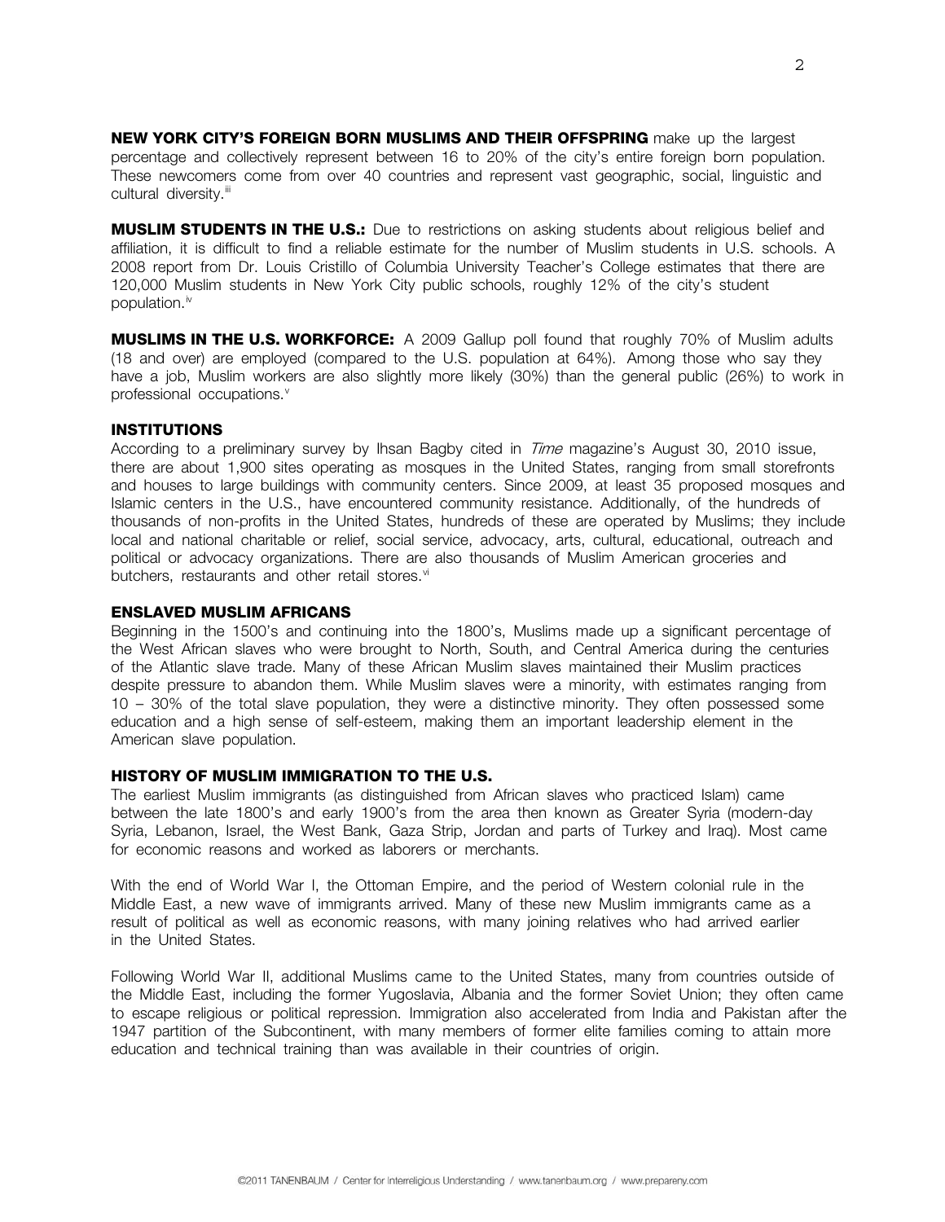**NEW YORK CITY'S FOREIGN BORN MUSLIMS AND THEIR OFFSPRING** make up the largest percentage and collectively represent between 16 to 20% of the city's entire foreign born population. These newcomers come from over 40 countries and represent vast geographic, social, linguistic and cultural diversity.[iii]

**MUSLIM STUDENTS IN THE U.S.:** Due to restrictions on asking students about religious belief and affiliation, it is difficult to find a reliable estimate for the number of Muslim students in U.S. schools. A 2008 report from Dr. Louis Cristillo of Columbia University Teacher's College estimates that there are 120,000 Muslim students in New York City public schools, roughly 12% of the city's student population.[iv]

**MUSLIMS IN THE U.S. WORKFORCE:** A 2009 Gallup poll found that roughly 70% of Muslim adults (18 and over) are employed (compared to the U.S. population at 64%). Among those who say they have a job, Muslim workers are also slightly more likely (30%) than the general public (26%) to work in professional occupations.[v]

## INSTITUTIONS

According to a preliminary survey by Ihsan Bagby cited in *Time* magazine's August 30, 2010 issue, there are about 1,900 sites operating as mosques in the United States, ranging from small storefronts and houses to large buildings with community centers. Since 2009, at least 35 proposed mosques and Islamic centers in the U.S., have encountered community resistance. Additionally, of the hundreds of thousands of non-profits in the United States, hundreds of these are operated by Muslims; they include local and national charitable or relief, social service, advocacy, arts, cultural, educational, outreach and political or advocacy organizations. There are also thousands of Muslim American groceries and butchers, restaurants and other retail stores.[vi]

## ENSLAVED MUSLIM AFRICANS

Beginning in the 1500's and continuing into the 1800's, Muslims made up a significant percentage of the West African slaves who were brought to North, South, and Central America during the centuries of the Atlantic slave trade. Many of these African Muslim slaves maintained their Muslim practices despite pressure to abandon them. While Muslim slaves were a minority, with estimates ranging from 10 – 30% of the total slave population, they were a distinctive minority. They often possessed some education and a high sense of self-esteem, making them an important leadership element in the American slave population.

## HISTORY OF MUSLIM IMMIGRATION TO THE U.S.

The earliest Muslim immigrants (as distinguished from African slaves who practiced Islam) came between the late 1800's and early 1900's from the area then known as Greater Syria (modern-day Syria, Lebanon, Israel, the West Bank, Gaza Strip, Jordan and parts of Turkey and Iraq). Most came for economic reasons and worked as laborers or merchants.

With the end of World War I, the Ottoman Empire, and the period of Western colonial rule in the Middle East, a new wave of immigrants arrived. Many of these new Muslim immigrants came as a result of political as well as economic reasons, with many joining relatives who had arrived earlier in the United States.

Following World War II, additional Muslims came to the United States, many from countries outside of the Middle East, including the former Yugoslavia, Albania and the former Soviet Union; they often came to escape religious or political repression. Immigration also accelerated from India and Pakistan after the 1947 partition of the Subcontinent, with many members of former elite families coming to attain more education and technical training than was available in their countries of origin.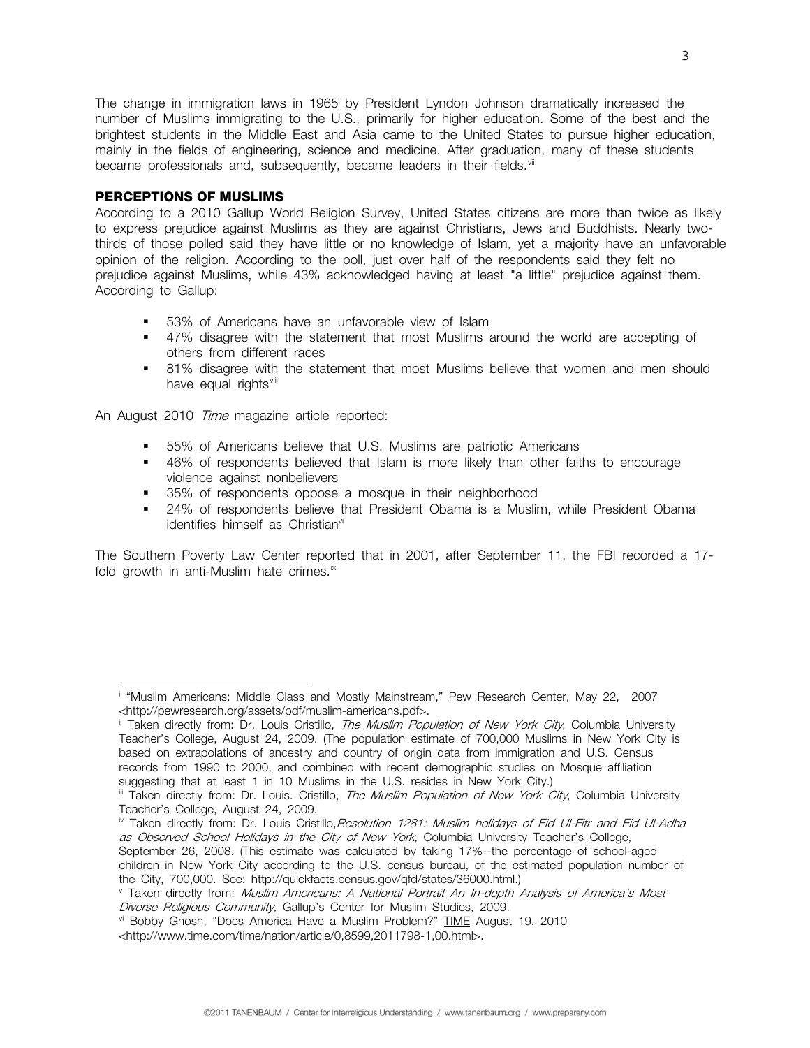The change in immigration laws in 1965 by President Lyndon Johnson dramatically increased the number of Muslims immigrating to the U.S., primarily for higher education. Some of the best and the brightest students in the Middle East and Asia came to the United States to pursue higher education, mainly in the fields of engineering, science and medicine. After graduation, many of these students became professionals and, subsequently, became leaders in their fields.[vii]

## PERCEPTIONS OF MUSLIMS

According to a 2010 Gallup World Religion Survey, United States citizens are more than twice as likely to express prejudice against Muslims as they are against Christians, Jews and Buddhists. Nearly two-thirds of those polled said they have little or no knowledge of Islam, yet a majority have an unfavorable opinion of the religion. According to the poll, just over half of the respondents said they felt no prejudice against Muslims, while 43% acknowledged having at least "a little" prejudice against them. According to Gallup:

- 53% of Americans have an unfavorable view of Islam
- 47% disagree with the statement that most Muslims around the world are accepting of others from different races
- 81% disagree with the statement that most Muslims believe that women and men should have equal rights[viii]

An August 2010 *Time* magazine article reported:

- 55% of Americans believe that U.S. Muslims are patriotic Americans
- 46% of respondents believed that Islam is more likely than other faiths to encourage violence against nonbelievers
- 35% of respondents oppose a mosque in their neighborhood
- 24% of respondents believe that President Obama is a Muslim, while President Obama identifies himself as Christian[vi]

The Southern Poverty Law Center reported that in 2001, after September 11, the FBI recorded a 17-fold growth in anti-Muslim hate crimes.[ix]

---

[i] "Muslim Americans: Middle Class and Mostly Mainstream," Pew Research Center, May 22, 2007 <http://pewresearch.org/assets/pdf/muslim-americans.pdf>.

[ii] Taken directly from: Dr. Louis Cristillo, *The Muslim Population of New York City*, Columbia University Teacher's College, August 24, 2009. (The population estimate of 700,000 Muslims in New York City is based on extrapolations of ancestry and country of origin data from immigration and U.S. Census records from 1990 to 2000, and combined with recent demographic studies on Mosque affiliation suggesting that at least 1 in 10 Muslims in the U.S. resides in New York City.)

[iii] Taken directly from: Dr. Louis. Cristillo, *The Muslim Population of New York City*, Columbia University Teacher's College, August 24, 2009.

[iv] Taken directly from: Dr. Louis Cristillo, *Resolution 1281: Muslim holidays of Eid Ul-Fitr and Eid Ul-Adha as Observed School Holidays in the City of New York*, Columbia University Teacher's College, September 26, 2008. (This estimate was calculated by taking 17%--the percentage of school-aged children in New York City according to the U.S. census bureau, of the estimated population number of the City, 700,000. See: http://quickfacts.census.gov/qfd/states/36000.html.)

[v] Taken directly from: *Muslim Americans: A National Portrait An In-depth Analysis of America's Most Diverse Religious Community*, Gallup's Center for Muslim Studies, 2009.

[vi] Bobby Ghosh, "Does America Have a Muslim Problem?" TIME August 19, 2010 <http://www.time.com/time/nation/article/0,8599,2011798-1,00.html>.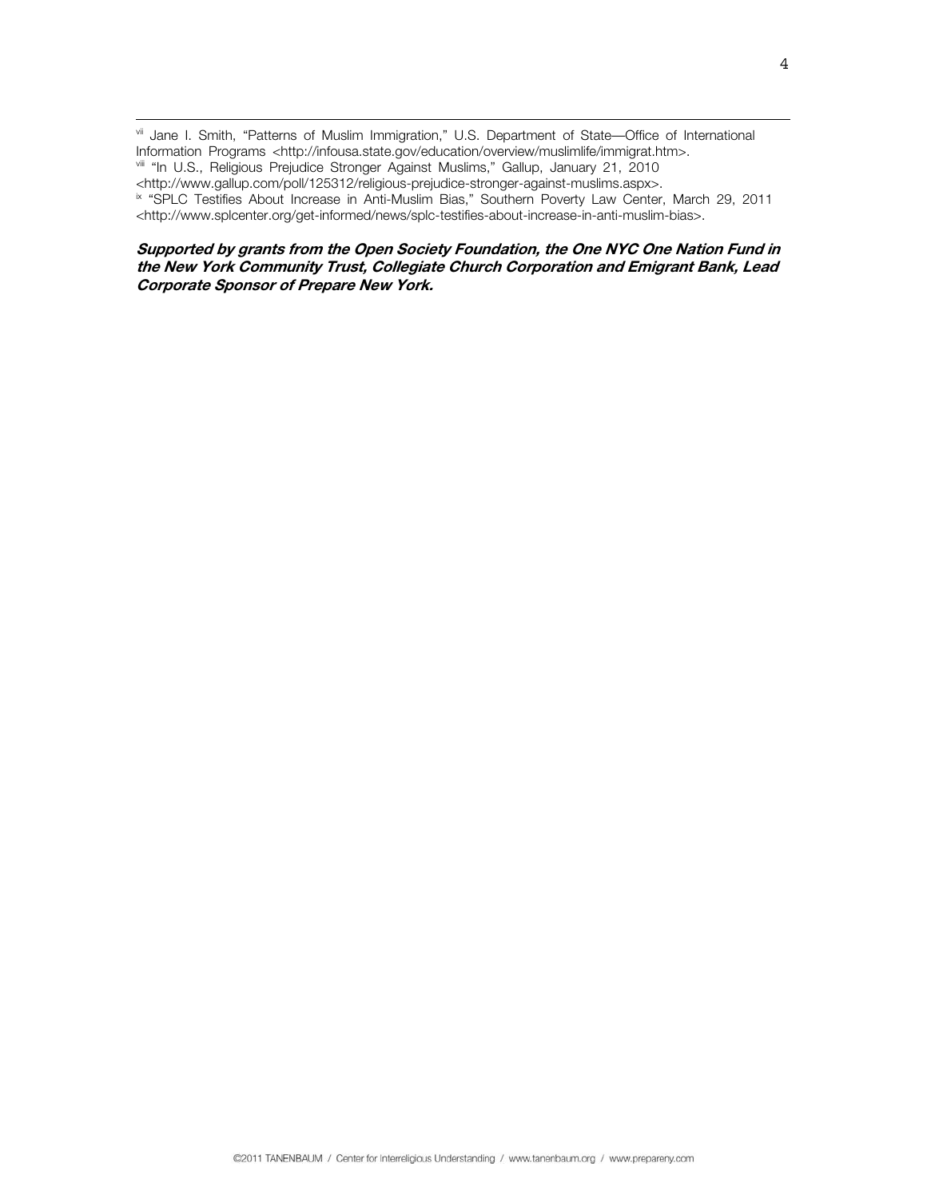[vii] Jane I. Smith, "Patterns of Muslim Immigration," U.S. Department of State—Office of International Information Programs <http://infousa.state.gov/education/overview/muslimlife/immigrat.htm>.

[viii] "In U.S., Religious Prejudice Stronger Against Muslims," Gallup, January 21, 2010 <http://www.gallup.com/poll/125312/religious-prejudice-stronger-against-muslims.aspx>.

[ix] "SPLC Testifies About Increase in Anti-Muslim Bias," Southern Poverty Law Center, March 29, 2011 <http://www.splcenter.org/get-informed/news/splc-testifies-about-increase-in-anti-muslim-bias>.

***Supported by grants from the Open Society Foundation, the One NYC One Nation Fund in the New York Community Trust, Collegiate Church Corporation and Emigrant Bank, Lead Corporate Sponsor of Prepare New York.***

©2011 TANENBAUM / Center for Interreligious Understanding / www.tanenbaum.org / www.prepareny.com